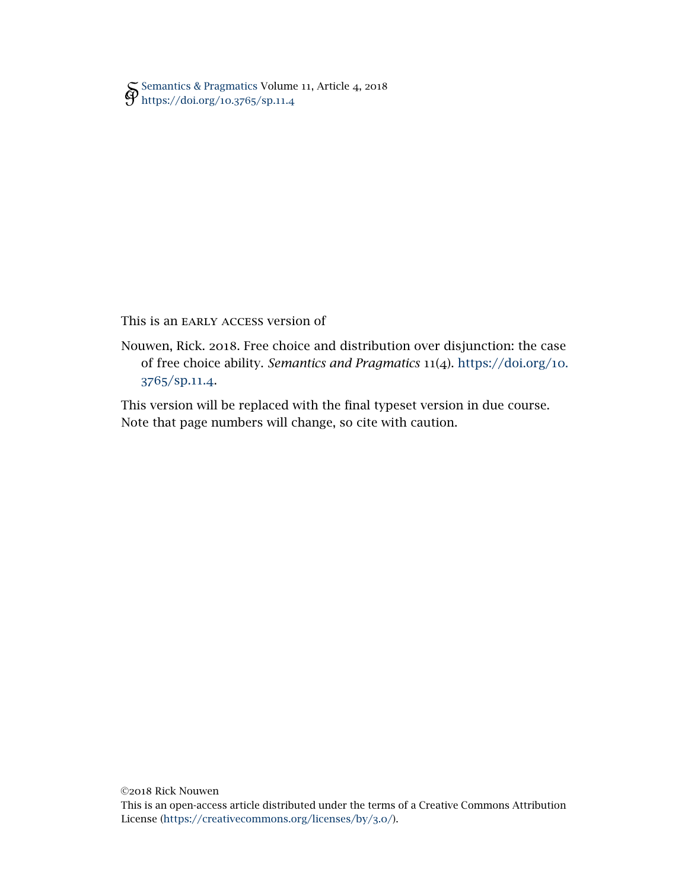Semantics & Pragmatics Volume 11, Article 4, 2018
https://doi.org/10.3765/sp.11.4

This is an EARLY ACCESS version of

Nouwen, Rick. 2018. Free choice and distribution over disjunction: the case of free choice ability. *Semantics and Pragmatics* 11(4). https://doi.org/10.3765/sp.11.4.

This version will be replaced with the final typeset version in due course. Note that page numbers will change, so cite with caution.

©2018 Rick Nouwen
This is an open-access article distributed under the terms of a Creative Commons Attribution License (https://creativecommons.org/licenses/by/3.0/).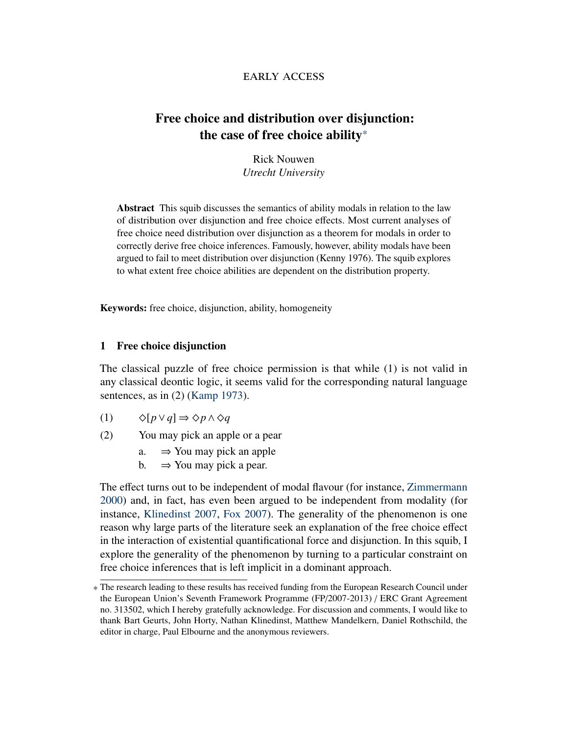EARLY ACCESS

# Free choice and distribution over disjunction: the case of free choice ability*

Rick Nouwen
*Utrecht University*

**Abstract** This squib discusses the semantics of ability modals in relation to the law of distribution over disjunction and free choice effects. Most current analyses of free choice need distribution over disjunction as a theorem for modals in order to correctly derive free choice inferences. Famously, however, ability modals have been argued to fail to meet distribution over disjunction (Kenny 1976). The squib explores to what extent free choice abilities are dependent on the distribution property.

**Keywords:** free choice, disjunction, ability, homogeneity

## 1 Free choice disjunction

The classical puzzle of free choice permission is that while (1) is not valid in any classical deontic logic, it seems valid for the corresponding natural language sentences, as in (2) (Kamp 1973).

(1) $\Diamond[p \vee q] \Rightarrow \Diamond p \wedge \Diamond q$

(2) You may pick an apple or a pear
  a. $\Rightarrow$ You may pick an apple
  b. $\Rightarrow$ You may pick a pear.

The effect turns out to be independent of modal flavour (for instance, Zimmermann 2000) and, in fact, has even been argued to be independent from modality (for instance, Klinedinst 2007, Fox 2007). The generality of the phenomenon is one reason why large parts of the literature seek an explanation of the free choice effect in the interaction of existential quantificational force and disjunction. In this squib, I explore the generality of the phenomenon by turning to a particular constraint on free choice inferences that is left implicit in a dominant approach.

* The research leading to these results has received funding from the European Research Council under the European Union's Seventh Framework Programme (FP/2007-2013) / ERC Grant Agreement no. 313502, which I hereby gratefully acknowledge. For discussion and comments, I would like to thank Bart Geurts, John Horty, Nathan Klinedinst, Matthew Mandelkern, Daniel Rothschild, the editor in charge, Paul Elbourne and the anonymous reviewers.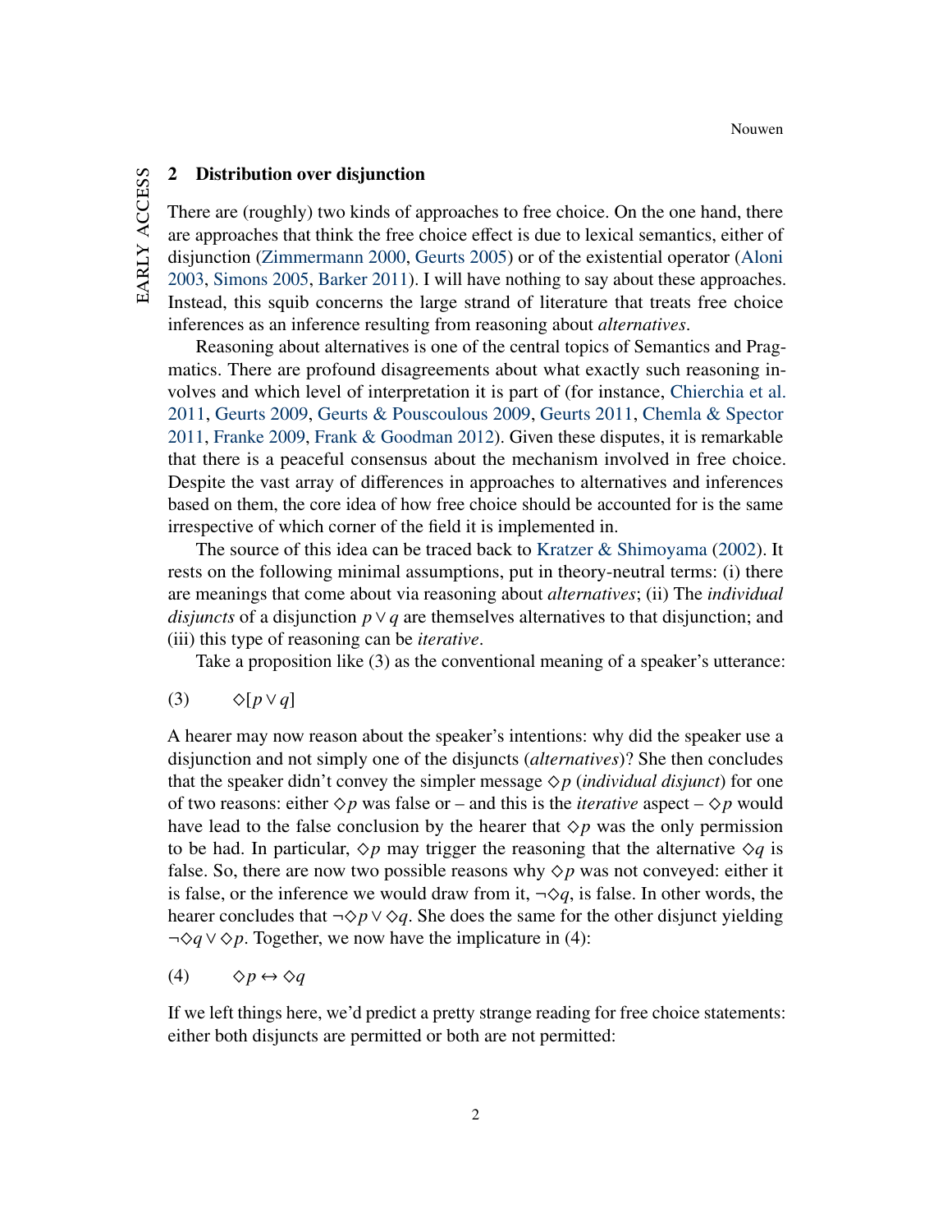## 2 Distribution over disjunction

There are (roughly) two kinds of approaches to free choice. On the one hand, there are approaches that think the free choice effect is due to lexical semantics, either of disjunction (Zimmermann 2000, Geurts 2005) or of the existential operator (Aloni 2003, Simons 2005, Barker 2011). I will have nothing to say about these approaches. Instead, this squib concerns the large strand of literature that treats free choice inferences as an inference resulting from reasoning about *alternatives*.

Reasoning about alternatives is one of the central topics of Semantics and Pragmatics. There are profound disagreements about what exactly such reasoning involves and which level of interpretation it is part of (for instance, Chierchia et al. 2011, Geurts 2009, Geurts & Pouscoulous 2009, Geurts 2011, Chemla & Spector 2011, Franke 2009, Frank & Goodman 2012). Given these disputes, it is remarkable that there is a peaceful consensus about the mechanism involved in free choice. Despite the vast array of differences in approaches to alternatives and inferences based on them, the core idea of how free choice should be accounted for is the same irrespective of which corner of the field it is implemented in.

The source of this idea can be traced back to Kratzer & Shimoyama (2002). It rests on the following minimal assumptions, put in theory-neutral terms: (i) there are meanings that come about via reasoning about *alternatives*; (ii) The *individual disjuncts* of a disjunction $p \vee q$ are themselves alternatives to that disjunction; and (iii) this type of reasoning can be *iterative*.

Take a proposition like (3) as the conventional meaning of a speaker's utterance:

(3) $\Diamond[p \vee q]$

A hearer may now reason about the speaker's intentions: why did the speaker use a disjunction and not simply one of the disjuncts (*alternatives*)? She then concludes that the speaker didn't convey the simpler message $\Diamond p$ (*individual disjunct*) for one of two reasons: either $\Diamond p$ was false or – and this is the *iterative* aspect – $\Diamond p$ would have lead to the false conclusion by the hearer that $\Diamond p$ was the only permission to be had. In particular, $\Diamond p$ may trigger the reasoning that the alternative $\Diamond q$ is false. So, there are now two possible reasons why $\Diamond p$ was not conveyed: either it is false, or the inference we would draw from it, $\neg\Diamond q$, is false. In other words, the hearer concludes that $\neg\Diamond p \vee \Diamond q$. She does the same for the other disjunct yielding $\neg\Diamond q \vee \Diamond p$. Together, we now have the implicature in (4):

(4) $\Diamond p \leftrightarrow \Diamond q$

If we left things here, we'd predict a pretty strange reading for free choice statements: either both disjuncts are permitted or both are not permitted: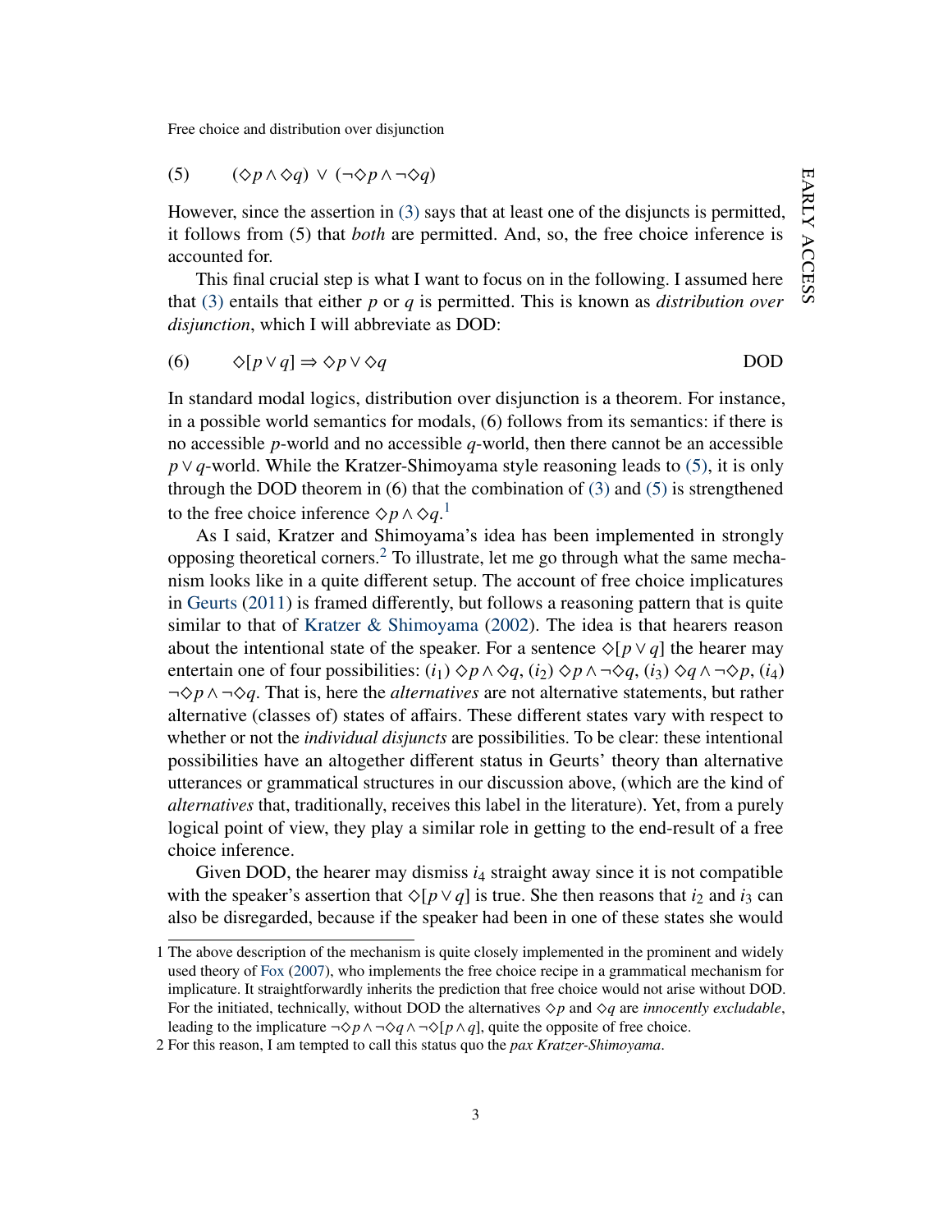(5) $(\Diamond p \wedge \Diamond q) \vee (\neg\Diamond p \wedge \neg\Diamond q)$

However, since the assertion in (3) says that at least one of the disjuncts is permitted, it follows from (5) that *both* are permitted. And, so, the free choice inference is accounted for.

This final crucial step is what I want to focus on in the following. I assumed here that (3) entails that either $p$ or $q$ is permitted. This is known as *distribution over disjunction*, which I will abbreviate as DOD:

(6) $\Diamond[p \vee q] \Rightarrow \Diamond p \vee \Diamond q$ DOD

In standard modal logics, distribution over disjunction is a theorem. For instance, in a possible world semantics for modals, (6) follows from its semantics: if there is no accessible $p$-world and no accessible $q$-world, then there cannot be an accessible $p \vee q$-world. While the Kratzer-Shimoyama style reasoning leads to (5), it is only through the DOD theorem in (6) that the combination of (3) and (5) is strengthened to the free choice inference $\Diamond p \wedge \Diamond q$.[1]

As I said, Kratzer and Shimoyama's idea has been implemented in strongly opposing theoretical corners.[2] To illustrate, let me go through what the same mechanism looks like in a quite different setup. The account of free choice implicatures in Geurts (2011) is framed differently, but follows a reasoning pattern that is quite similar to that of Kratzer & Shimoyama (2002). The idea is that hearers reason about the intentional state of the speaker. For a sentence $\Diamond[p \vee q]$ the hearer may entertain one of four possibilities: $(i_1)$ $\Diamond p \wedge \Diamond q$, $(i_2)$ $\Diamond p \wedge \neg\Diamond q$, $(i_3)$ $\Diamond q \wedge \neg\Diamond p$, $(i_4)$ $\neg\Diamond p \wedge \neg\Diamond q$. That is, here the *alternatives* are not alternative statements, but rather alternative (classes of) states of affairs. These different states vary with respect to whether or not the *individual disjuncts* are possibilities. To be clear: these intentional possibilities have an altogether different status in Geurts' theory than alternative utterances or grammatical structures in our discussion above, (which are the kind of *alternatives* that, traditionally, receives this label in the literature). Yet, from a purely logical point of view, they play a similar role in getting to the end-result of a free choice inference.

Given DOD, the hearer may dismiss $i_4$ straight away since it is not compatible with the speaker's assertion that $\Diamond[p \vee q]$ is true. She then reasons that $i_2$ and $i_3$ can also be disregarded, because if the speaker had been in one of these states she would

---

1 The above description of the mechanism is quite closely implemented in the prominent and widely used theory of Fox (2007), who implements the free choice recipe in a grammatical mechanism for implicature. It straightforwardly inherits the prediction that free choice would not arise without DOD. For the initiated, technically, without DOD the alternatives $\Diamond p$ and $\Diamond q$ are *innocently excludable*, leading to the implicature $\neg\Diamond p \wedge \neg\Diamond q \wedge \neg\Diamond[p \wedge q]$, quite the opposite of free choice.

2 For this reason, I am tempted to call this status quo the *pax Kratzer-Shimoyama*.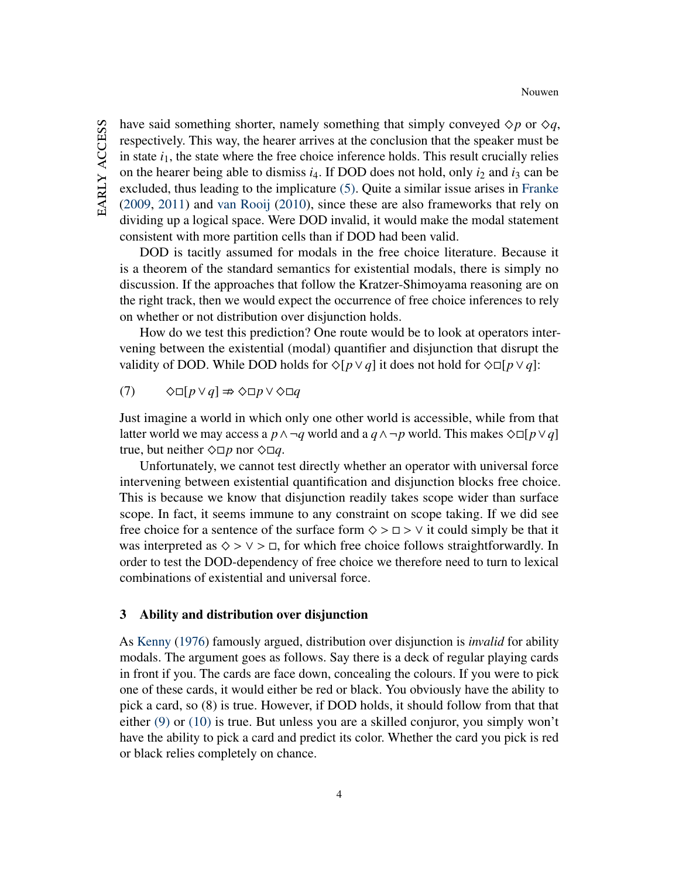have said something shorter, namely something that simply conveyed $\Diamond p$ or $\Diamond q$, respectively. This way, the hearer arrives at the conclusion that the speaker must be in state $i_1$, the state where the free choice inference holds. This result crucially relies on the hearer being able to dismiss $i_4$. If DOD does not hold, only $i_2$ and $i_3$ can be excluded, thus leading to the implicature (5). Quite a similar issue arises in Franke (2009, 2011) and van Rooij (2010), since these are also frameworks that rely on dividing up a logical space. Were DOD invalid, it would make the modal statement consistent with more partition cells than if DOD had been valid.

DOD is tacitly assumed for modals in the free choice literature. Because it is a theorem of the standard semantics for existential modals, there is simply no discussion. If the approaches that follow the Kratzer-Shimoyama reasoning are on the right track, then we would expect the occurrence of free choice inferences to rely on whether or not distribution over disjunction holds.

How do we test this prediction? One route would be to look at operators intervening between the existential (modal) quantifier and disjunction that disrupt the validity of DOD. While DOD holds for $\Diamond[p \vee q]$ it does not hold for $\Diamond\Box[p \vee q]$:

(7) $\Diamond\Box[p \vee q] \nRightarrow \Diamond\Box p \vee \Diamond\Box q$

Just imagine a world in which only one other world is accessible, while from that latter world we may access a $p \wedge \neg q$ world and a $q \wedge \neg p$ world. This makes $\Diamond\Box[p \vee q]$ true, but neither $\Diamond\Box p$ nor $\Diamond\Box q$.

Unfortunately, we cannot test directly whether an operator with universal force intervening between existential quantification and disjunction blocks free choice. This is because we know that disjunction readily takes scope wider than surface scope. In fact, it seems immune to any constraint on scope taking. If we did see free choice for a sentence of the surface form $\Diamond > \Box > \vee$ it could simply be that it was interpreted as $\Diamond > \vee > \Box$, for which free choice follows straightforwardly. In order to test the DOD-dependency of free choice we therefore need to turn to lexical combinations of existential and universal force.

## 3 Ability and distribution over disjunction

As Kenny (1976) famously argued, distribution over disjunction is *invalid* for ability modals. The argument goes as follows. Say there is a deck of regular playing cards in front if you. The cards are face down, concealing the colours. If you were to pick one of these cards, it would either be red or black. You obviously have the ability to pick a card, so (8) is true. However, if DOD holds, it should follow from that that either (9) or (10) is true. But unless you are a skilled conjuror, you simply won't have the ability to pick a card and predict its color. Whether the card you pick is red or black relies completely on chance.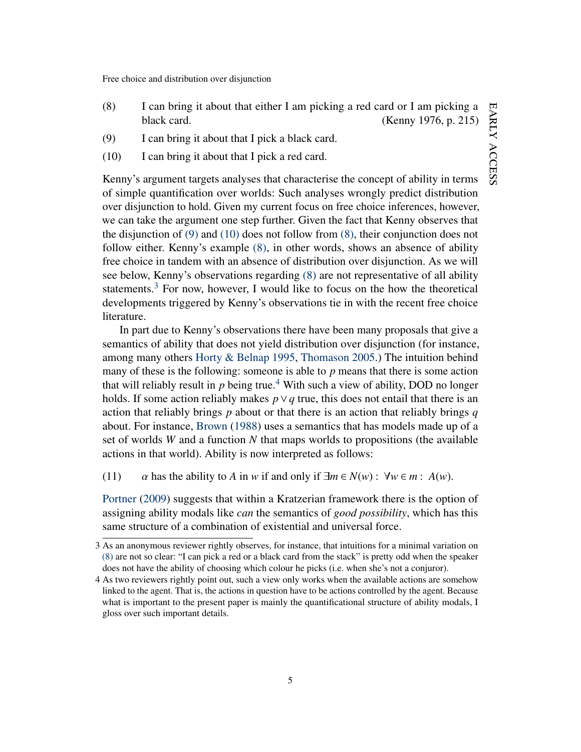(8) I can bring it about that either I am picking a red card or I am picking a black card. (Kenny 1976, p. 215)

(9) I can bring it about that I pick a black card.

(10) I can bring it about that I pick a red card.

Kenny's argument targets analyses that characterise the concept of ability in terms of simple quantification over worlds: Such analyses wrongly predict distribution over disjunction to hold. Given my current focus on free choice inferences, however, we can take the argument one step further. Given the fact that Kenny observes that the disjunction of (9) and (10) does not follow from (8), their conjunction does not follow either. Kenny's example (8), in other words, shows an absence of ability free choice in tandem with an absence of distribution over disjunction. As we will see below, Kenny's observations regarding (8) are not representative of all ability statements.[3] For now, however, I would like to focus on the how the theoretical developments triggered by Kenny's observations tie in with the recent free choice literature.

In part due to Kenny's observations there have been many proposals that give a semantics of ability that does not yield distribution over disjunction (for instance, among many others Horty & Belnap 1995, Thomason 2005.) The intuition behind many of these is the following: someone is able to $p$ means that there is some action that will reliably result in $p$ being true.[4] With such a view of ability, DOD no longer holds. If some action reliably makes $p \vee q$ true, this does not entail that there is an action that reliably brings $p$ about or that there is an action that reliably brings $q$ about. For instance, Brown (1988) uses a semantics that has models made up of a set of worlds $W$ and a function $N$ that maps worlds to propositions (the available actions in that world). Ability is now interpreted as follows:

(11) $\alpha$ has the ability to $A$ in $w$ if and only if $\exists m \in N(w) : \forall w \in m : A(w)$.

Portner (2009) suggests that within a Kratzerian framework there is the option of assigning ability modals like *can* the semantics of *good possibility*, which has this same structure of a combination of existential and universal force.

---

3 As an anonymous reviewer rightly observes, for instance, that intuitions for a minimal variation on (8) are not so clear: "I can pick a red or a black card from the stack" is pretty odd when the speaker does not have the ability of choosing which colour he picks (i.e. when she's not a conjuror).

4 As two reviewers rightly point out, such a view only works when the available actions are somehow linked to the agent. That is, the actions in question have to be actions controlled by the agent. Because what is important to the present paper is mainly the quantificational structure of ability modals, I gloss over such important details.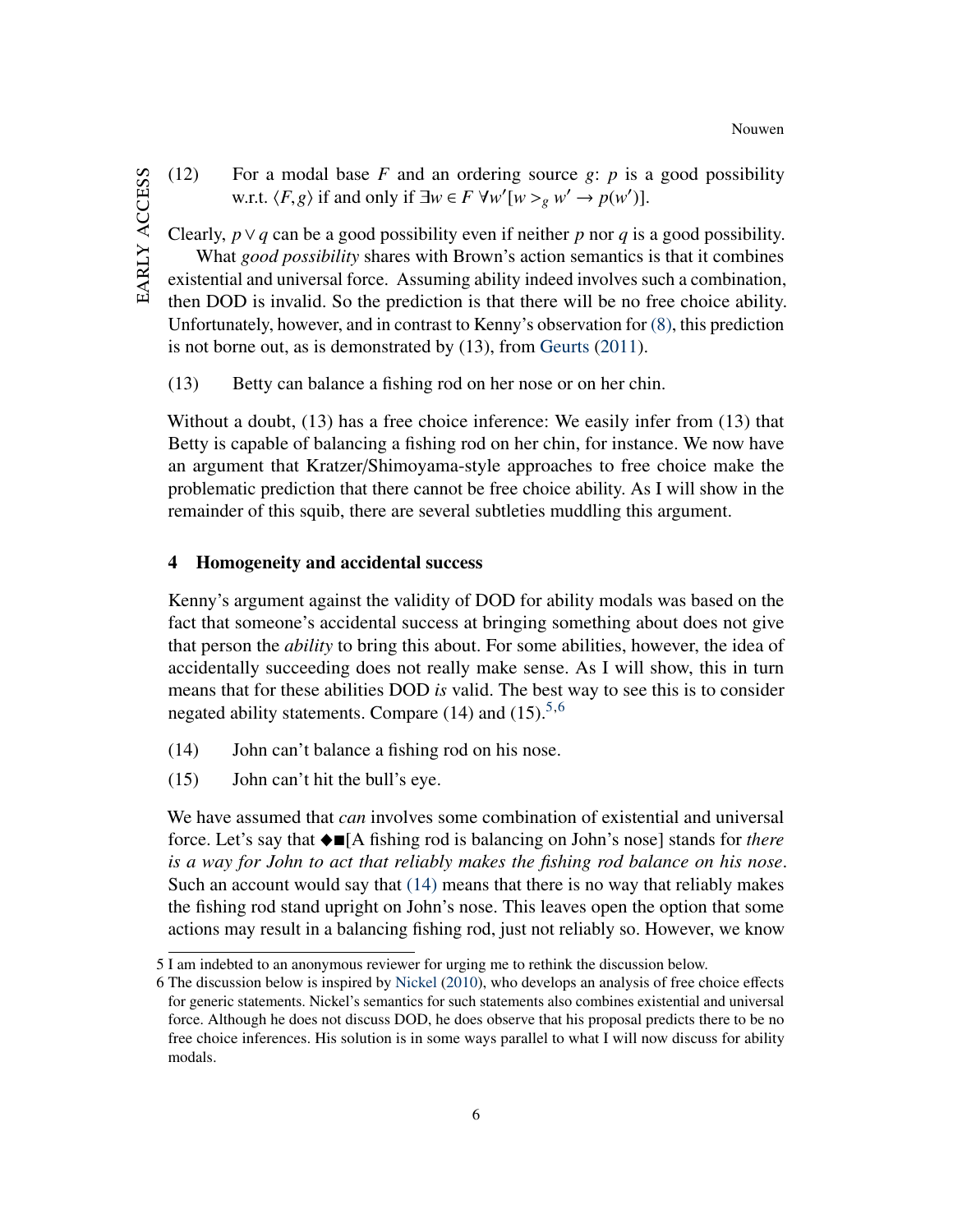(12) For a modal base $F$ and an ordering source $g$: $p$ is a good possibility w.r.t. $\langle F, g \rangle$ if and only if $\exists w \in F\ \forall w'[w >_g w' \rightarrow p(w')]$.

Clearly, $p \vee q$ can be a good possibility even if neither $p$ nor $q$ is a good possibility.

What *good possibility* shares with Brown's action semantics is that it combines existential and universal force. Assuming ability indeed involves such a combination, then DOD is invalid. So the prediction is that there will be no free choice ability. Unfortunately, however, and in contrast to Kenny's observation for (8), this prediction is not borne out, as is demonstrated by (13), from Geurts (2011).

(13) Betty can balance a fishing rod on her nose or on her chin.

Without a doubt, (13) has a free choice inference: We easily infer from (13) that Betty is capable of balancing a fishing rod on her chin, for instance. We now have an argument that Kratzer/Shimoyama-style approaches to free choice make the problematic prediction that there cannot be free choice ability. As I will show in the remainder of this squib, there are several subtleties muddling this argument.

## 4 Homogeneity and accidental success

Kenny's argument against the validity of DOD for ability modals was based on the fact that someone's accidental success at bringing something about does not give that person the *ability* to bring this about. For some abilities, however, the idea of accidentally succeeding does not really make sense. As I will show, this in turn means that for these abilities DOD *is* valid. The best way to see this is to consider negated ability statements. Compare (14) and (15).[5,6]

(14) John can't balance a fishing rod on his nose.

(15) John can't hit the bull's eye.

We have assumed that *can* involves some combination of existential and universal force. Let's say that $\blacklozenge\blacksquare$[A fishing rod is balancing on John's nose] stands for *there is a way for John to act that reliably makes the fishing rod balance on his nose*. Such an account would say that (14) means that there is no way that reliably makes the fishing rod stand upright on John's nose. This leaves open the option that some actions may result in a balancing fishing rod, just not reliably so. However, we know

---

5 I am indebted to an anonymous reviewer for urging me to rethink the discussion below.

6 The discussion below is inspired by Nickel (2010), who develops an analysis of free choice effects for generic statements. Nickel's semantics for such statements also combines existential and universal force. Although he does not discuss DOD, he does observe that his proposal predicts there to be no free choice inferences. His solution is in some ways parallel to what I will now discuss for ability modals.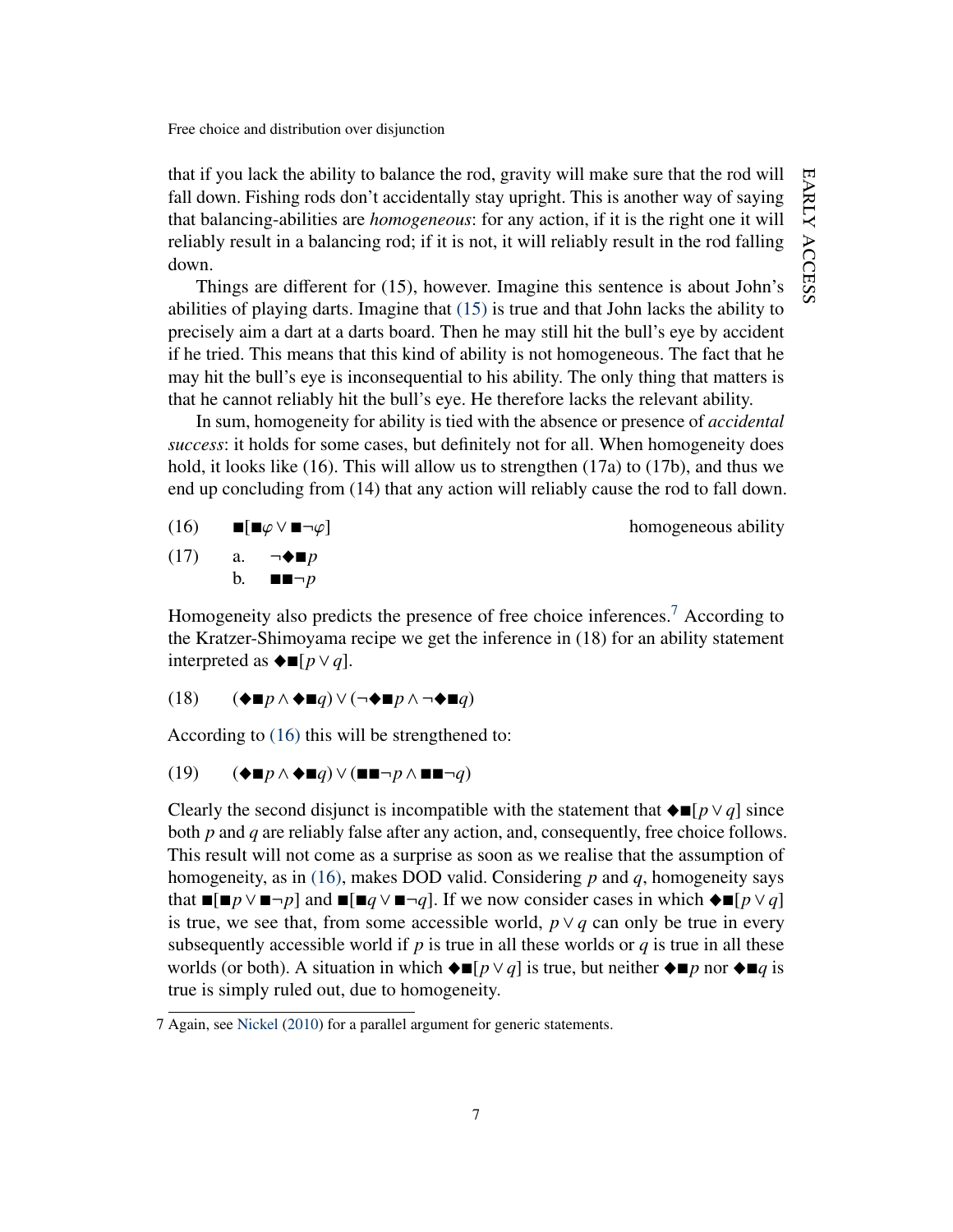that if you lack the ability to balance the rod, gravity will make sure that the rod will fall down. Fishing rods don't accidentally stay upright. This is another way of saying that balancing-abilities are *homogeneous*: for any action, if it is the right one it will reliably result in a balancing rod; if it is not, it will reliably result in the rod falling down.

Things are different for (15), however. Imagine this sentence is about John's abilities of playing darts. Imagine that (15) is true and that John lacks the ability to precisely aim a dart at a darts board. Then he may still hit the bull's eye by accident if he tried. This means that this kind of ability is not homogeneous. The fact that he may hit the bull's eye is inconsequential to his ability. The only thing that matters is that he cannot reliably hit the bull's eye. He therefore lacks the relevant ability.

In sum, homogeneity for ability is tied with the absence or presence of *accidental success*: it holds for some cases, but definitely not for all. When homogeneity does hold, it looks like (16). This will allow us to strengthen (17a) to (17b), and thus we end up concluding from (14) that any action will reliably cause the rod to fall down.

(16) $\blacksquare[\blacksquare\varphi \vee \blacksquare\neg\varphi]$ homogeneous ability

(17) a. $\neg\blacklozenge\blacksquare p$
b. $\blacksquare\blacksquare\neg p$

Homogeneity also predicts the presence of free choice inferences.[7] According to the Kratzer-Shimoyama recipe we get the inference in (18) for an ability statement interpreted as $\blacklozenge\blacksquare[p \vee q]$.

(18) $(\blacklozenge\blacksquare p \wedge \blacklozenge\blacksquare q) \vee (\neg\blacklozenge\blacksquare p \wedge \neg\blacklozenge\blacksquare q)$

According to (16) this will be strengthened to:

(19) $(\blacklozenge\blacksquare p \wedge \blacklozenge\blacksquare q) \vee (\blacksquare\blacksquare\neg p \wedge \blacksquare\blacksquare\neg q)$

Clearly the second disjunct is incompatible with the statement that $\blacklozenge\blacksquare[p \vee q]$ since both $p$ and $q$ are reliably false after any action, and, consequently, free choice follows. This result will not come as a surprise as soon as we realise that the assumption of homogeneity, as in (16), makes DOD valid. Considering $p$ and $q$, homogeneity says that $\blacksquare[\blacksquare p \vee \blacksquare\neg p]$ and $\blacksquare[\blacksquare q \vee \blacksquare\neg q]$. If we now consider cases in which $\blacklozenge\blacksquare[p \vee q]$ is true, we see that, from some accessible world, $p \vee q$ can only be true in every subsequently accessible world if $p$ is true in all these worlds or $q$ is true in all these worlds (or both). A situation in which $\blacklozenge\blacksquare[p \vee q]$ is true, but neither $\blacklozenge\blacksquare p$ nor $\blacklozenge\blacksquare q$ is true is simply ruled out, due to homogeneity.

7 Again, see Nickel (2010) for a parallel argument for generic statements.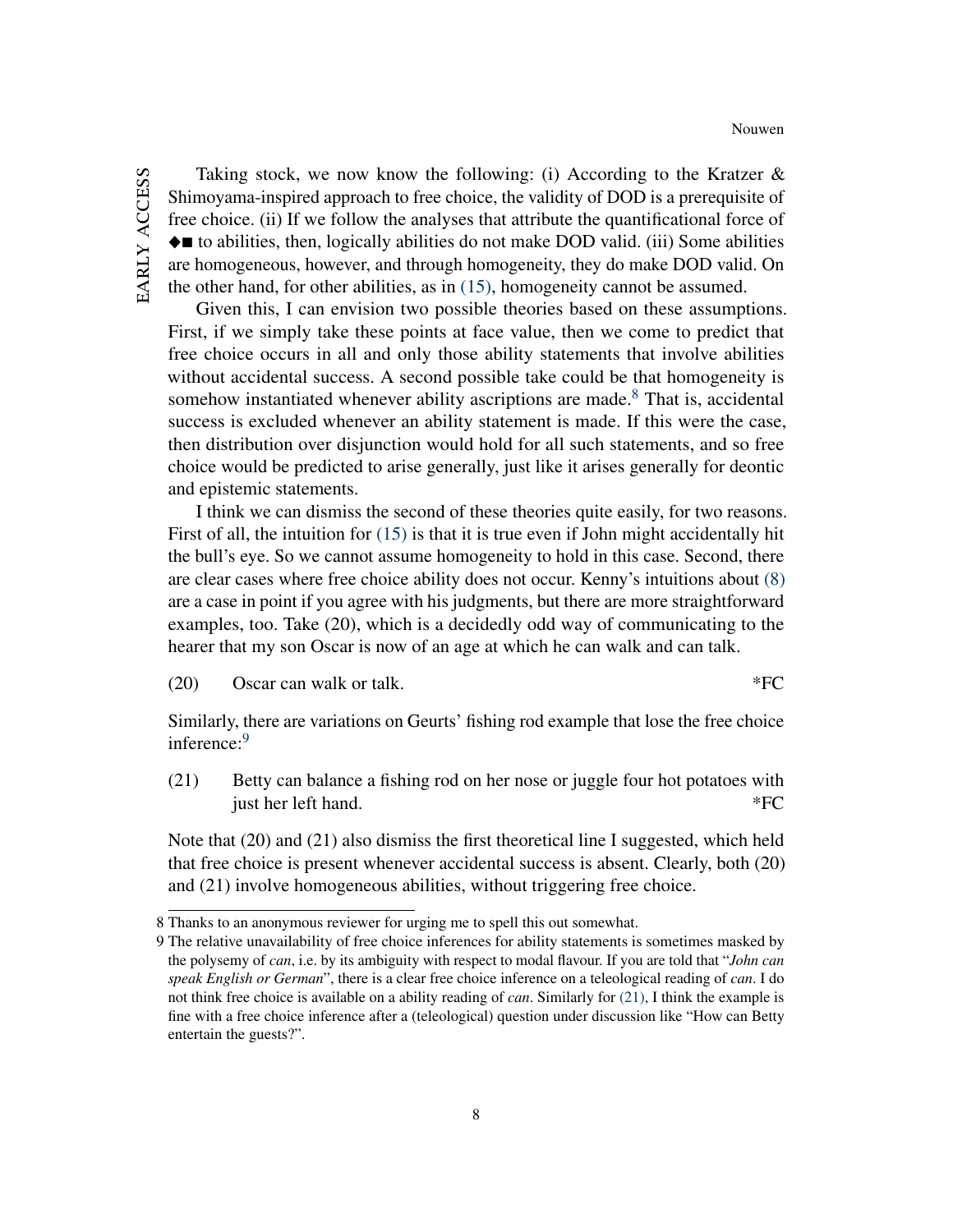Taking stock, we now know the following: (i) According to the Kratzer & Shimoyama-inspired approach to free choice, the validity of DOD is a prerequisite of free choice. (ii) If we follow the analyses that attribute the quantificational force of ◆■ to abilities, then, logically abilities do not make DOD valid. (iii) Some abilities are homogeneous, however, and through homogeneity, they do make DOD valid. On the other hand, for other abilities, as in (15), homogeneity cannot be assumed.

Given this, I can envision two possible theories based on these assumptions. First, if we simply take these points at face value, then we come to predict that free choice occurs in all and only those ability statements that involve abilities without accidental success. A second possible take could be that homogeneity is somehow instantiated whenever ability ascriptions are made.[8] That is, accidental success is excluded whenever an ability statement is made. If this were the case, then distribution over disjunction would hold for all such statements, and so free choice would be predicted to arise generally, just like it arises generally for deontic and epistemic statements.

I think we can dismiss the second of these theories quite easily, for two reasons. First of all, the intuition for (15) is that it is true even if John might accidentally hit the bull's eye. So we cannot assume homogeneity to hold in this case. Second, there are clear cases where free choice ability does not occur. Kenny's intuitions about (8) are a case in point if you agree with his judgments, but there are more straightforward examples, too. Take (20), which is a decidedly odd way of communicating to the hearer that my son Oscar is now of an age at which he can walk and can talk.

(20) Oscar can walk or talk. *FC

Similarly, there are variations on Geurts' fishing rod example that lose the free choice inference:[9]

(21) Betty can balance a fishing rod on her nose or juggle four hot potatoes with just her left hand. *FC

Note that (20) and (21) also dismiss the first theoretical line I suggested, which held that free choice is present whenever accidental success is absent. Clearly, both (20) and (21) involve homogeneous abilities, without triggering free choice.

---

8 Thanks to an anonymous reviewer for urging me to spell this out somewhat.

9 The relative unavailability of free choice inferences for ability statements is sometimes masked by the polysemy of *can*, i.e. by its ambiguity with respect to modal flavour. If you are told that "*John can speak English or German*", there is a clear free choice inference on a teleological reading of *can*. I do not think free choice is available on a ability reading of *can*. Similarly for (21), I think the example is fine with a free choice inference after a (teleological) question under discussion like "How can Betty entertain the guests?".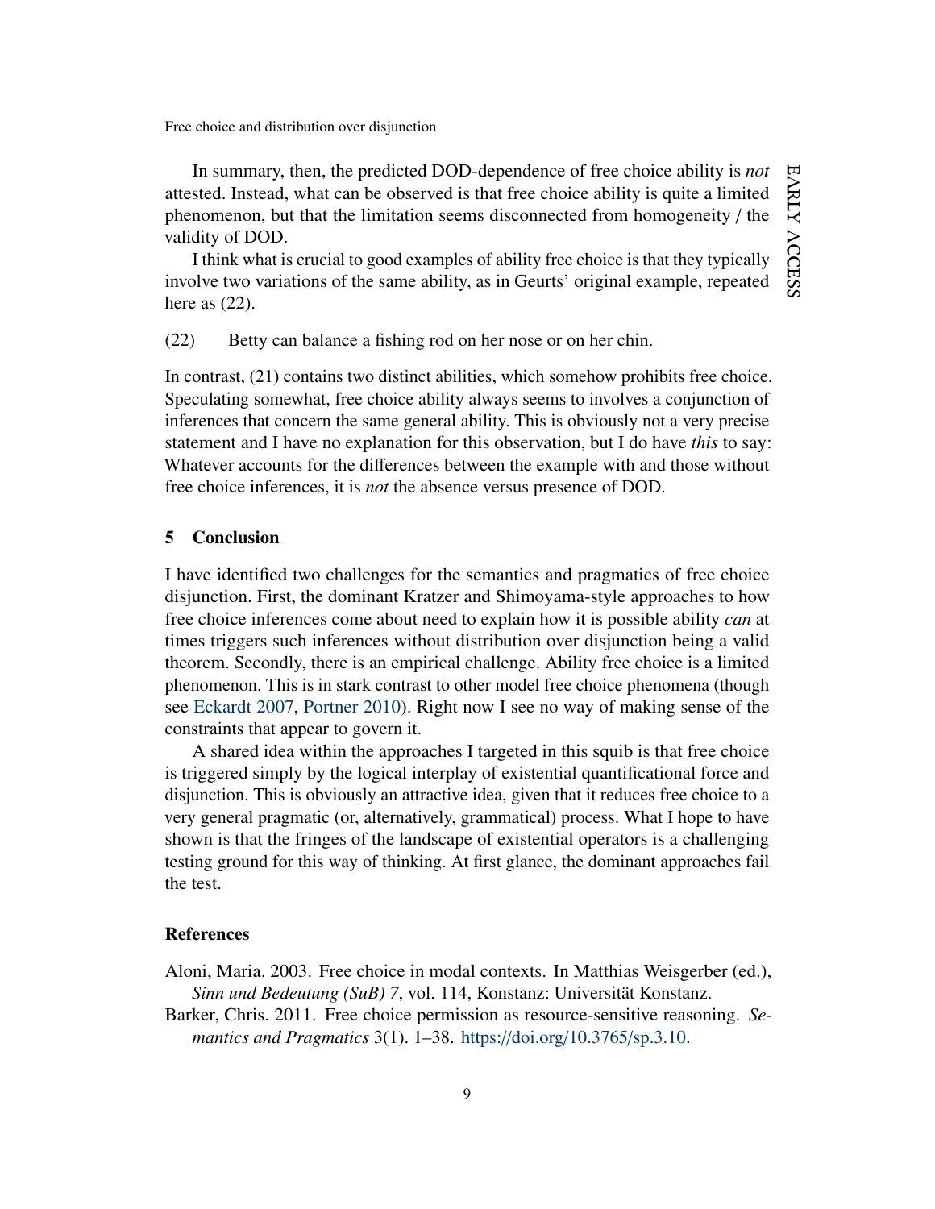In summary, then, the predicted DOD-dependence of free choice ability is *not* attested. Instead, what can be observed is that free choice ability is quite a limited phenomenon, but that the limitation seems disconnected from homogeneity / the validity of DOD.

I think what is crucial to good examples of ability free choice is that they typically involve two variations of the same ability, as in Geurts' original example, repeated here as (22).

(22) Betty can balance a fishing rod on her nose or on her chin.

In contrast, (21) contains two distinct abilities, which somehow prohibits free choice. Speculating somewhat, free choice ability always seems to involves a conjunction of inferences that concern the same general ability. This is obviously not a very precise statement and I have no explanation for this observation, but I do have *this* to say: Whatever accounts for the differences between the example with and those without free choice inferences, it is *not* the absence versus presence of DOD.

## 5 Conclusion

I have identified two challenges for the semantics and pragmatics of free choice disjunction. First, the dominant Kratzer and Shimoyama-style approaches to how free choice inferences come about need to explain how it is possible ability *can* at times triggers such inferences without distribution over disjunction being a valid theorem. Secondly, there is an empirical challenge. Ability free choice is a limited phenomenon. This is in stark contrast to other model free choice phenomena (though see Eckardt 2007, Portner 2010). Right now I see no way of making sense of the constraints that appear to govern it.

A shared idea within the approaches I targeted in this squib is that free choice is triggered simply by the logical interplay of existential quantificational force and disjunction. This is obviously an attractive idea, given that it reduces free choice to a very general pragmatic (or, alternatively, grammatical) process. What I hope to have shown is that the fringes of the landscape of existential operators is a challenging testing ground for this way of thinking. At first glance, the dominant approaches fail the test.

## References

Aloni, Maria. 2003. Free choice in modal contexts. In Matthias Weisgerber (ed.), *Sinn und Bedeutung (SuB) 7*, vol. 114, Konstanz: Universität Konstanz.

Barker, Chris. 2011. Free choice permission as resource-sensitive reasoning. *Semantics and Pragmatics* 3(1). 1–38. https://doi.org/10.3765/sp.3.10.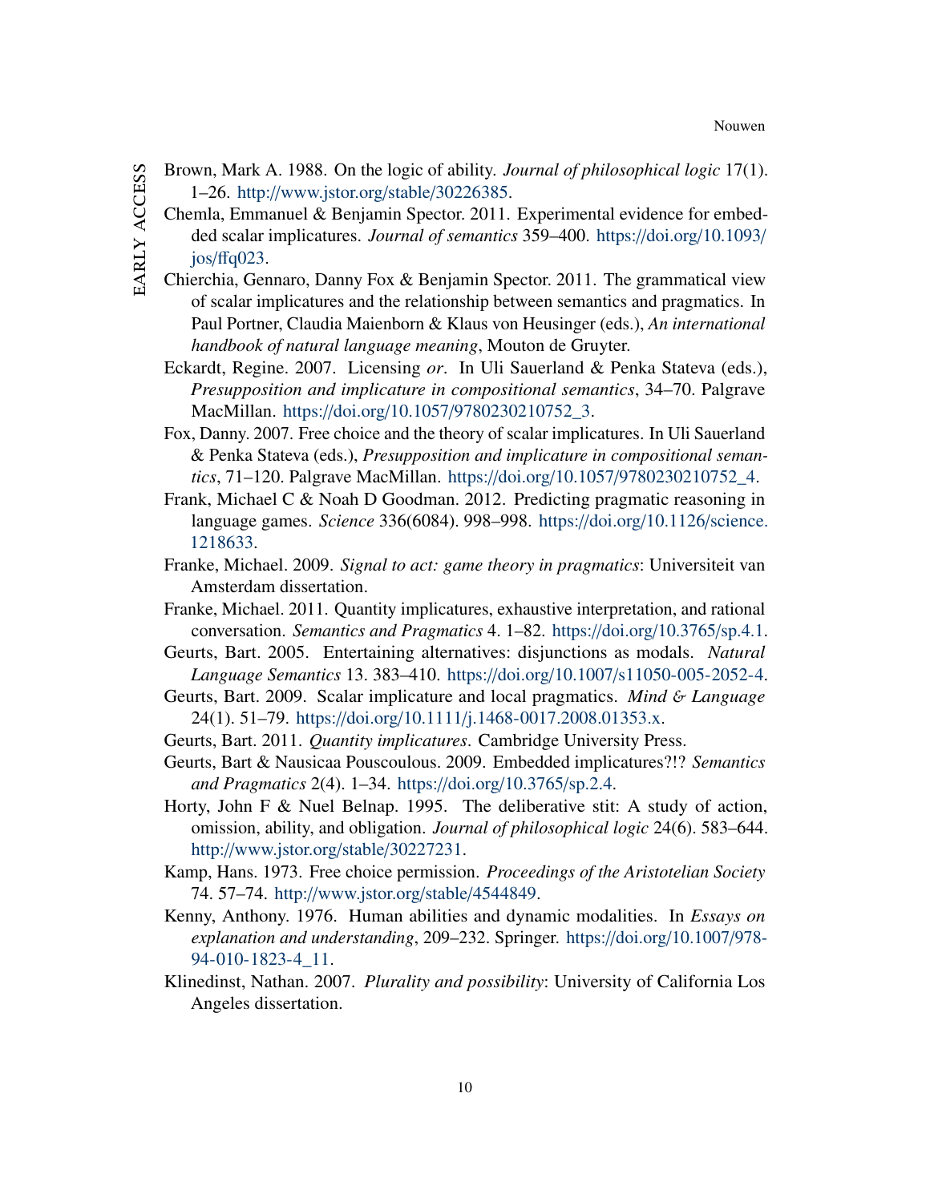Brown, Mark A. 1988. On the logic of ability. *Journal of philosophical logic* 17(1). 1–26. http://www.jstor.org/stable/30226385.

Chemla, Emmanuel & Benjamin Spector. 2011. Experimental evidence for embedded scalar implicatures. *Journal of semantics* 359–400. https://doi.org/10.1093/jos/ffq023.

Chierchia, Gennaro, Danny Fox & Benjamin Spector. 2011. The grammatical view of scalar implicatures and the relationship between semantics and pragmatics. In Paul Portner, Claudia Maienborn & Klaus von Heusinger (eds.), *An international handbook of natural language meaning*, Mouton de Gruyter.

Eckardt, Regine. 2007. Licensing *or*. In Uli Sauerland & Penka Stateva (eds.), *Presupposition and implicature in compositional semantics*, 34–70. Palgrave MacMillan. https://doi.org/10.1057/9780230210752_3.

Fox, Danny. 2007. Free choice and the theory of scalar implicatures. In Uli Sauerland & Penka Stateva (eds.), *Presupposition and implicature in compositional semantics*, 71–120. Palgrave MacMillan. https://doi.org/10.1057/9780230210752_4.

Frank, Michael C & Noah D Goodman. 2012. Predicting pragmatic reasoning in language games. *Science* 336(6084). 998–998. https://doi.org/10.1126/science.1218633.

Franke, Michael. 2009. *Signal to act: game theory in pragmatics*: Universiteit van Amsterdam dissertation.

Franke, Michael. 2011. Quantity implicatures, exhaustive interpretation, and rational conversation. *Semantics and Pragmatics* 4. 1–82. https://doi.org/10.3765/sp.4.1.

Geurts, Bart. 2005. Entertaining alternatives: disjunctions as modals. *Natural Language Semantics* 13. 383–410. https://doi.org/10.1007/s11050-005-2052-4.

Geurts, Bart. 2009. Scalar implicature and local pragmatics. *Mind & Language* 24(1). 51–79. https://doi.org/10.1111/j.1468-0017.2008.01353.x.

Geurts, Bart. 2011. *Quantity implicatures*. Cambridge University Press.

Geurts, Bart & Nausicaa Pouscoulous. 2009. Embedded implicatures?!? *Semantics and Pragmatics* 2(4). 1–34. https://doi.org/10.3765/sp.2.4.

Horty, John F & Nuel Belnap. 1995. The deliberative stit: A study of action, omission, ability, and obligation. *Journal of philosophical logic* 24(6). 583–644. http://www.jstor.org/stable/30227231.

Kamp, Hans. 1973. Free choice permission. *Proceedings of the Aristotelian Society* 74. 57–74. http://www.jstor.org/stable/4544849.

Kenny, Anthony. 1976. Human abilities and dynamic modalities. In *Essays on explanation and understanding*, 209–232. Springer. https://doi.org/10.1007/978-94-010-1823-4_11.

Klinedinst, Nathan. 2007. *Plurality and possibility*: University of California Los Angeles dissertation.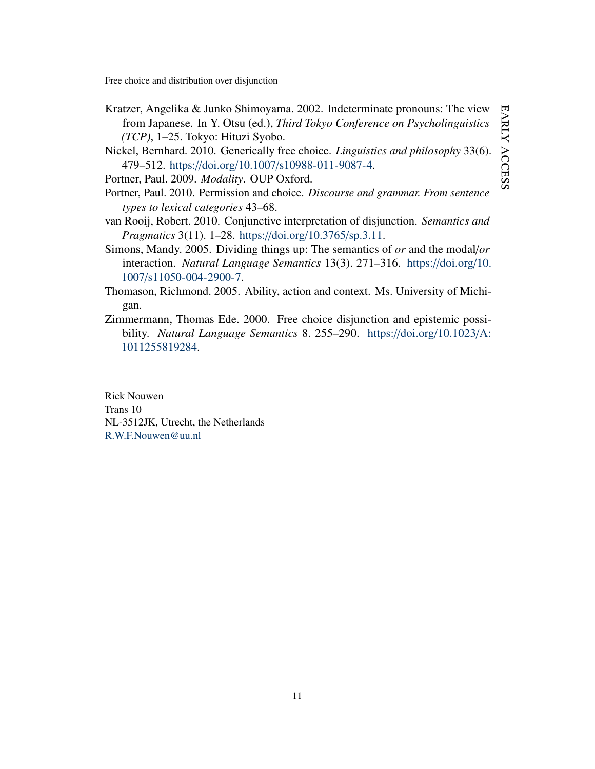Kratzer, Angelika & Junko Shimoyama. 2002. Indeterminate pronouns: The view from Japanese. In Y. Otsu (ed.), *Third Tokyo Conference on Psycholinguistics (TCP)*, 1–25. Tokyo: Hituzi Syobo.

Nickel, Bernhard. 2010. Generically free choice. *Linguistics and philosophy* 33(6). 479–512. https://doi.org/10.1007/s10988-011-9087-4.

Portner, Paul. 2009. *Modality*. OUP Oxford.

Portner, Paul. 2010. Permission and choice. *Discourse and grammar. From sentence types to lexical categories* 43–68.

van Rooij, Robert. 2010. Conjunctive interpretation of disjunction. *Semantics and Pragmatics* 3(11). 1–28. https://doi.org/10.3765/sp.3.11.

Simons, Mandy. 2005. Dividing things up: The semantics of *or* and the modal/*or* interaction. *Natural Language Semantics* 13(3). 271–316. https://doi.org/10.1007/s11050-004-2900-7.

Thomason, Richmond. 2005. Ability, action and context. Ms. University of Michigan.

Zimmermann, Thomas Ede. 2000. Free choice disjunction and epistemic possibility. *Natural Language Semantics* 8. 255–290. https://doi.org/10.1023/A:1011255819284.

Rick Nouwen
Trans 10
NL-3512JK, Utrecht, the Netherlands
R.W.F.Nouwen@uu.nl